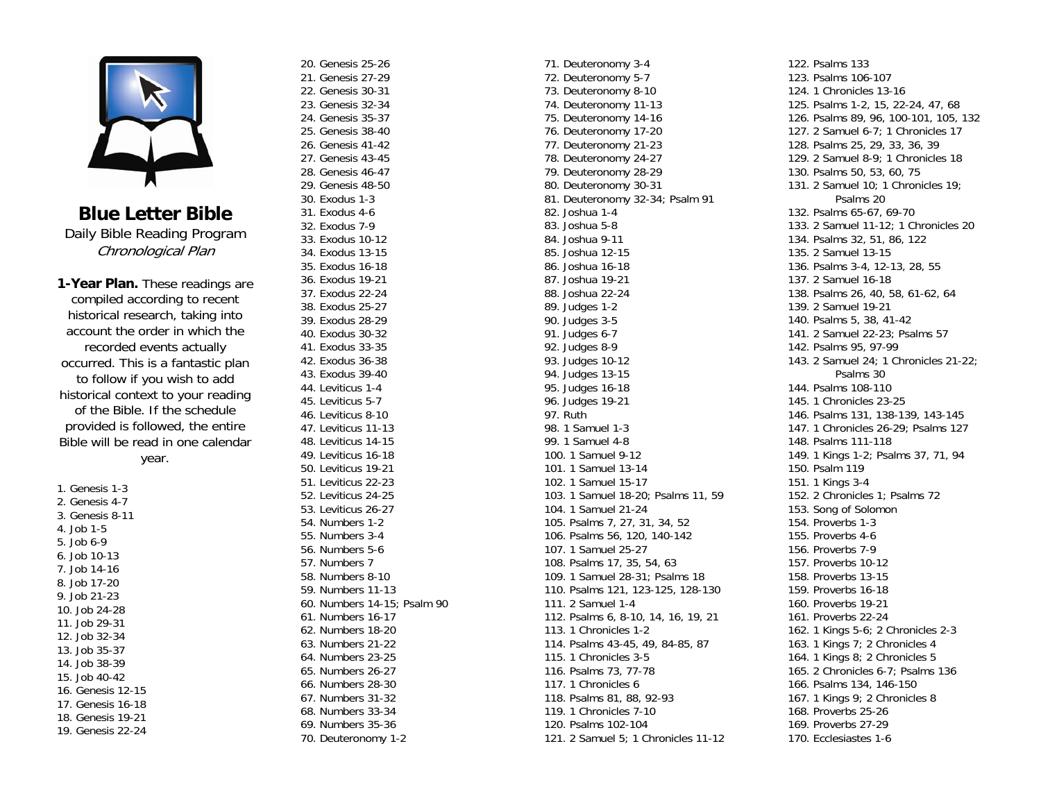# Blue Letter Bible

Daily Bible Reading Program

*Chronological Plan*

**1-Year Plan.** These readings are compiled according to recent historical research, taking into account the order in which the recorded events actually occurred. This is a fantastic plan to follow if you wish to add historical context to your reading of the Bible. If the schedule provided is followed, the entire Bible will be read in one calendar year.

1. Genesis 1-3
2. Genesis 4-7
3. Genesis 8-11
4. Job 1-5
5. Job 6-9
6. Job 10-13
7. Job 14-16
8. Job 17-20
9. Job 21-23
10. Job 24-28
11. Job 29-31
12. Job 32-34
13. Job 35-37
14. Job 38-39
15. Job 40-42
16. Genesis 12-15
17. Genesis 16-18
18. Genesis 19-21
19. Genesis 22-24
20. Genesis 25-26
21. Genesis 27-29
22. Genesis 30-31
23. Genesis 32-34
24. Genesis 35-37
25. Genesis 38-40
26. Genesis 41-42
27. Genesis 43-45
28. Genesis 46-47
29. Genesis 48-50
30. Exodus 1-3
31. Exodus 4-6
32. Exodus 7-9
33. Exodus 10-12
34. Exodus 13-15
35. Exodus 16-18
36. Exodus 19-21
37. Exodus 22-24
38. Exodus 25-27
39. Exodus 28-29
40. Exodus 30-32
41. Exodus 33-35
42. Exodus 36-38
43. Exodus 39-40
44. Leviticus 1-4
45. Leviticus 5-7
46. Leviticus 8-10
47. Leviticus 11-13
48. Leviticus 14-15
49. Leviticus 16-18
50. Leviticus 19-21
51. Leviticus 22-23
52. Leviticus 24-25
53. Leviticus 26-27
54. Numbers 1-2
55. Numbers 3-4
56. Numbers 5-6
57. Numbers 7
58. Numbers 8-10
59. Numbers 11-13
60. Numbers 14-15; Psalm 90
61. Numbers 16-17
62. Numbers 18-20
63. Numbers 21-22
64. Numbers 23-25
65. Numbers 26-27
66. Numbers 28-30
67. Numbers 31-32
68. Numbers 33-34
69. Numbers 35-36
70. Deuteronomy 1-2
71. Deuteronomy 3-4
72. Deuteronomy 5-7
73. Deuteronomy 8-10
74. Deuteronomy 11-13
75. Deuteronomy 14-16
76. Deuteronomy 17-20
77. Deuteronomy 21-23
78. Deuteronomy 24-27
79. Deuteronomy 28-29
80. Deuteronomy 30-31
81. Deuteronomy 32-34; Psalm 91
82. Joshua 1-4
83. Joshua 5-8
84. Joshua 9-11
85. Joshua 12-15
86. Joshua 16-18
87. Joshua 19-21
88. Joshua 22-24
89. Judges 1-2
90. Judges 3-5
91. Judges 6-7
92. Judges 8-9
93. Judges 10-12
94. Judges 13-15
95. Judges 16-18
96. Judges 19-21
97. Ruth
98. 1 Samuel 1-3
99. 1 Samuel 4-8
100. 1 Samuel 9-12
101. 1 Samuel 13-14
102. 1 Samuel 15-17
103. 1 Samuel 18-20; Psalms 11, 59
104. 1 Samuel 21-24
105. Psalms 7, 27, 31, 34, 52
106. Psalms 56, 120, 140-142
107. 1 Samuel 25-27
108. Psalms 17, 35, 54, 63
109. 1 Samuel 28-31; Psalms 18
110. Psalms 121, 123-125, 128-130
111. 2 Samuel 1-4
112. Psalms 6, 8-10, 14, 16, 19, 21
113. 1 Chronicles 1-2
114. Psalms 43-45, 49, 84-85, 87
115. 1 Chronicles 3-5
116. Psalms 73, 77-78
117. 1 Chronicles 6
118. Psalms 81, 88, 92-93
119. 1 Chronicles 7-10
120. Psalms 102-104
121. 2 Samuel 5; 1 Chronicles 11-12
122. Psalms 133
123. Psalms 106-107
124. 1 Chronicles 13-16
125. Psalms 1-2, 15, 22-24, 47, 68
126. Psalms 89, 96, 100-101, 105, 132
127. 2 Samuel 6-7; 1 Chronicles 17
128. Psalms 25, 29, 33, 36, 39
129. 2 Samuel 8-9; 1 Chronicles 18
130. Psalms 50, 53, 60, 75
131. 2 Samuel 10; 1 Chronicles 19; Psalms 20
132. Psalms 65-67, 69-70
133. 2 Samuel 11-12; 1 Chronicles 20
134. Psalms 32, 51, 86, 122
135. 2 Samuel 13-15
136. Psalms 3-4, 12-13, 28, 55
137. 2 Samuel 16-18
138. Psalms 26, 40, 58, 61-62, 64
139. 2 Samuel 19-21
140. Psalms 5, 38, 41-42
141. 2 Samuel 22-23; Psalms 57
142. Psalms 95, 97-99
143. 2 Samuel 24; 1 Chronicles 21-22; Psalms 30
144. Psalms 108-110
145. 1 Chronicles 23-25
146. Psalms 131, 138-139, 143-145
147. 1 Chronicles 26-29; Psalms 127
148. Psalms 111-118
149. 1 Kings 1-2; Psalms 37, 71, 94
150. Psalm 119
151. 1 Kings 3-4
152. 2 Chronicles 1; Psalms 72
153. Song of Solomon
154. Proverbs 1-3
155. Proverbs 4-6
156. Proverbs 7-9
157. Proverbs 10-12
158. Proverbs 13-15
159. Proverbs 16-18
160. Proverbs 19-21
161. Proverbs 22-24
162. 1 Kings 5-6; 2 Chronicles 2-3
163. 1 Kings 7; 2 Chronicles 4
164. 1 Kings 8; 2 Chronicles 5
165. 2 Chronicles 6-7; Psalms 136
166. Psalms 134, 146-150
167. 1 Kings 9; 2 Chronicles 8
168. Proverbs 25-26
169. Proverbs 27-29
170. Ecclesiastes 1-6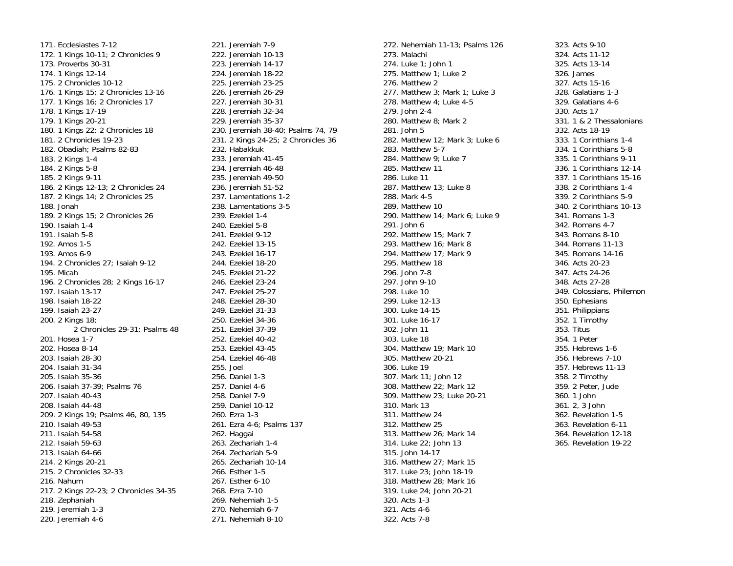171. Ecclesiastes 7-12
172. 1 Kings 10-11; 2 Chronicles 9
173. Proverbs 30-31
174. 1 Kings 12-14
175. 2 Chronicles 10-12
176. 1 Kings 15; 2 Chronicles 13-16
177. 1 Kings 16; 2 Chronicles 17
178. 1 Kings 17-19
179. 1 Kings 20-21
180. 1 Kings 22; 2 Chronicles 18
181. 2 Chronicles 19-23
182. Obadiah; Psalms 82-83
183. 2 Kings 1-4
184. 2 Kings 5-8
185. 2 Kings 9-11
186. 2 Kings 12-13; 2 Chronicles 24
187. 2 Kings 14; 2 Chronicles 25
188. Jonah
189. 2 Kings 15; 2 Chronicles 26
190. Isaiah 1-4
191. Isaiah 5-8
192. Amos 1-5
193. Amos 6-9
194. 2 Chronicles 27; Isaiah 9-12
195. Micah
196. 2 Chronicles 28; 2 Kings 16-17
197. Isaiah 13-17
198. Isaiah 18-22
199. Isaiah 23-27
200. 2 Kings 18;
2 Chronicles 29-31; Psalms 48
201. Hosea 1-7
202. Hosea 8-14
203. Isaiah 28-30
204. Isaiah 31-34
205. Isaiah 35-36
206. Isaiah 37-39; Psalms 76
207. Isaiah 40-43
208. Isaiah 44-48
209. 2 Kings 19; Psalms 46, 80, 135
210. Isaiah 49-53
211. Isaiah 54-58
212. Isaiah 59-63
213. Isaiah 64-66
214. 2 Kings 20-21
215. 2 Chronicles 32-33
216. Nahum
217. 2 Kings 22-23; 2 Chronicles 34-35
218. Zephaniah
219. Jeremiah 1-3
220. Jeremiah 4-6
221. Jeremiah 7-9
222. Jeremiah 10-13
223. Jeremiah 14-17
224. Jeremiah 18-22
225. Jeremiah 23-25
226. Jeremiah 26-29
227. Jeremiah 30-31
228. Jeremiah 32-34
229. Jeremiah 35-37
230. Jeremiah 38-40; Psalms 74, 79
231. 2 Kings 24-25; 2 Chronicles 36
232. Habakkuk
233. Jeremiah 41-45
234. Jeremiah 46-48
235. Jeremiah 49-50
236. Jeremiah 51-52
237. Lamentations 1-2
238. Lamentations 3-5
239. Ezekiel 1-4
240. Ezekiel 5-8
241. Ezekiel 9-12
242. Ezekiel 13-15
243. Ezekiel 16-17
244. Ezekiel 18-20
245. Ezekiel 21-22
246. Ezekiel 23-24
247. Ezekiel 25-27
248. Ezekiel 28-30
249. Ezekiel 31-33
250. Ezekiel 34-36
251. Ezekiel 37-39
252. Ezekiel 40-42
253. Ezekiel 43-45
254. Ezekiel 46-48
255. Joel
256. Daniel 1-3
257. Daniel 4-6
258. Daniel 7-9
259. Daniel 10-12
260. Ezra 1-3
261. Ezra 4-6; Psalms 137
262. Haggai
263. Zechariah 1-4
264. Zechariah 5-9
265. Zechariah 10-14
266. Esther 1-5
267. Esther 6-10
268. Ezra 7-10
269. Nehemiah 1-5
270. Nehemiah 6-7
271. Nehemiah 8-10
272. Nehemiah 11-13; Psalms 126
273. Malachi
274. Luke 1; John 1
275. Matthew 1; Luke 2
276. Matthew 2
277. Matthew 3; Mark 1; Luke 3
278. Matthew 4; Luke 4-5
279. John 2-4
280. Matthew 8; Mark 2
281. John 5
282. Matthew 12; Mark 3; Luke 6
283. Matthew 5-7
284. Matthew 9; Luke 7
285. Matthew 11
286. Luke 11
287. Matthew 13; Luke 8
288. Mark 4-5
289. Matthew 10
290. Matthew 14; Mark 6; Luke 9
291. John 6
292. Matthew 15; Mark 7
293. Matthew 16; Mark 8
294. Matthew 17; Mark 9
295. Matthew 18
296. John 7-8
297. John 9-10
298. Luke 10
299. Luke 12-13
300. Luke 14-15
301. Luke 16-17
302. John 11
303. Luke 18
304. Matthew 19; Mark 10
305. Matthew 20-21
306. Luke 19
307. Mark 11; John 12
308. Matthew 22; Mark 12
309. Matthew 23; Luke 20-21
310. Mark 13
311. Matthew 24
312. Matthew 25
313. Matthew 26; Mark 14
314. Luke 22; John 13
315. John 14-17
316. Matthew 27; Mark 15
317. Luke 23; John 18-19
318. Matthew 28; Mark 16
319. Luke 24; John 20-21
320. Acts 1-3
321. Acts 4-6
322. Acts 7-8
323. Acts 9-10
324. Acts 11-12
325. Acts 13-14
326. James
327. Acts 15-16
328. Galatians 1-3
329. Galatians 4-6
330. Acts 17
331. 1 & 2 Thessalonians
332. Acts 18-19
333. 1 Corinthians 1-4
334. 1 Corinthians 5-8
335. 1 Corinthians 9-11
336. 1 Corinthians 12-14
337. 1 Corinthians 15-16
338. 2 Corinthians 1-4
339. 2 Corinthians 5-9
340. 2 Corinthians 10-13
341. Romans 1-3
342. Romans 4-7
343. Romans 8-10
344. Romans 11-13
345. Romans 14-16
346. Acts 20-23
347. Acts 24-26
348. Acts 27-28
349. Colossians, Philemon
350. Ephesians
351. Philippians
352. 1 Timothy
353. Titus
354. 1 Peter
355. Hebrews 1-6
356. Hebrews 7-10
357. Hebrews 11-13
358. 2 Timothy
359. 2 Peter, Jude
360. 1 John
361. 2, 3 John
362. Revelation 1-5
363. Revelation 6-11
364. Revelation 12-18
365. Revelation 19-22